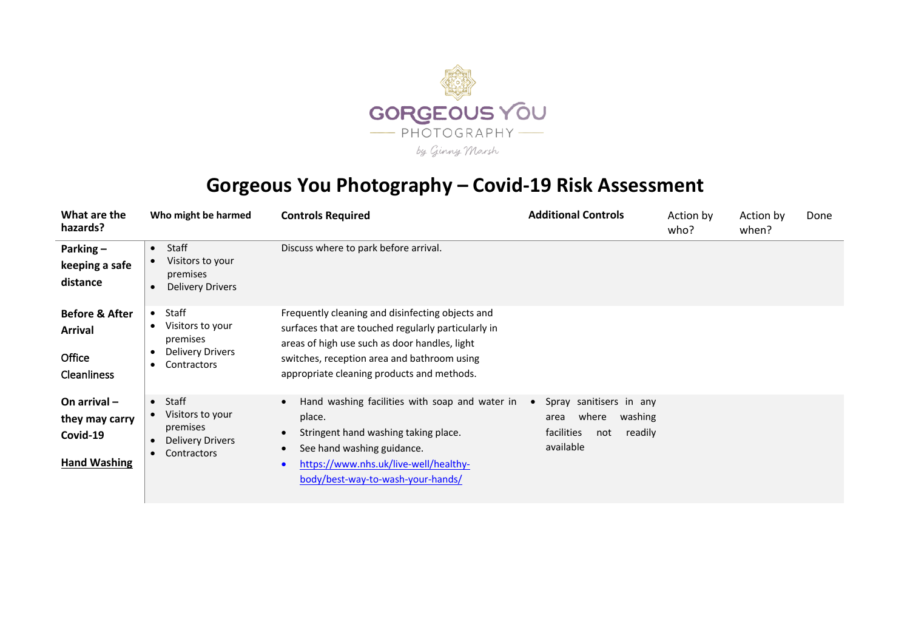GORGEOUS YOU PHOTOGRAPHY by Ginny Marsh

# Gorgeous You Photography – Covid-19 Risk Assessment

| What are the hazards? | Who might be harmed | Controls Required | Additional Controls | Action by who? | Action by when? | Done |
|---|---|---|---|---|---|---|
| **Parking – keeping a safe distance** | • Staff<br>• Visitors to your premises<br>• Delivery Drivers | Discuss where to park before arrival. | | | | |
| **Before & After Arrival**<br><br>Office Cleanliness | • Staff<br>• Visitors to your premises<br>• Delivery Drivers<br>• Contractors | Frequently cleaning and disinfecting objects and surfaces that are touched regularly particularly in areas of high use such as door handles, light switches, reception area and bathroom using appropriate cleaning products and methods. | | | | |
| **On arrival – they may carry Covid-19**<br><br>**Hand Washing** | • Staff<br>• Visitors to your premises<br>• Delivery Drivers<br>• Contractors | • Hand washing facilities with soap and water in place.<br>• Stringent hand washing taking place.<br>• See hand washing guidance.<br>• https://www.nhs.uk/live-well/healthy-body/best-way-to-wash-your-hands/ | • Spray sanitisers in any area where washing facilities not readily available | | | |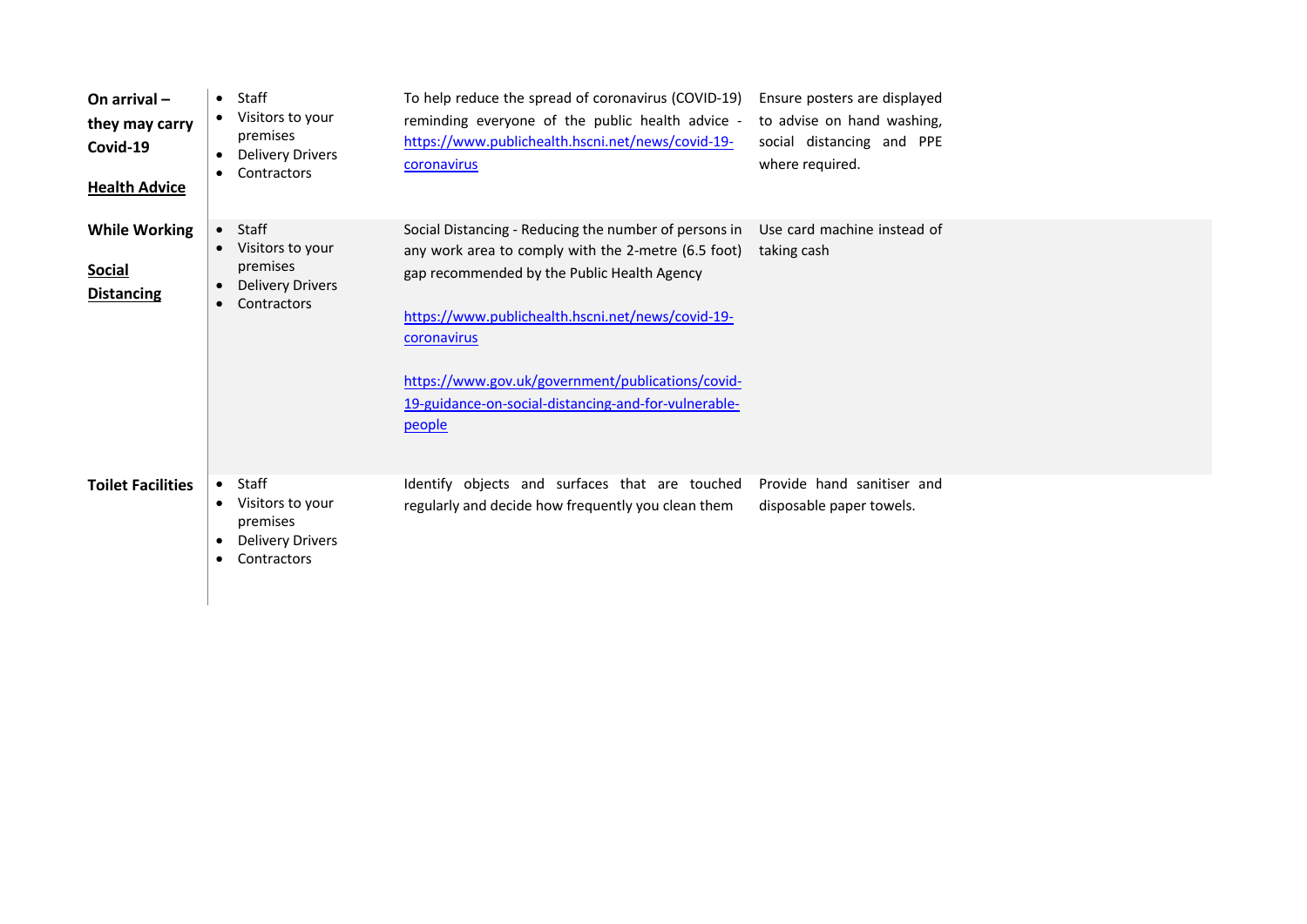| | | | |
|---|---|---|---|
| **On arrival – they may carry Covid-19**<br><br>**<u>Health Advice</u>** | • Staff<br>• Visitors to your premises<br>• Delivery Drivers<br>• Contractors | To help reduce the spread of coronavirus (COVID-19) reminding everyone of the public health advice - [https://www.publichealth.hscni.net/news/covid-19-coronavirus](https://www.publichealth.hscni.net/news/covid-19-coronavirus) | Ensure posters are displayed to advise on hand washing, social distancing and PPE where required. |
| **While Working**<br><br>**<u>Social Distancing</u>** | • Staff<br>• Visitors to your premises<br>• Delivery Drivers<br>• Contractors | Social Distancing - Reducing the number of persons in any work area to comply with the 2-metre (6.5 foot) gap recommended by the Public Health Agency<br><br>[https://www.publichealth.hscni.net/news/covid-19-coronavirus](https://www.publichealth.hscni.net/news/covid-19-coronavirus)<br><br>[https://www.gov.uk/government/publications/covid-19-guidance-on-social-distancing-and-for-vulnerable-people](https://www.gov.uk/government/publications/covid-19-guidance-on-social-distancing-and-for-vulnerable-people) | Use card machine instead of taking cash |
| **Toilet Facilities** | • Staff<br>• Visitors to your premises<br>• Delivery Drivers<br>• Contractors | Identify objects and surfaces that are touched regularly and decide how frequently you clean them | Provide hand sanitiser and disposable paper towels. |